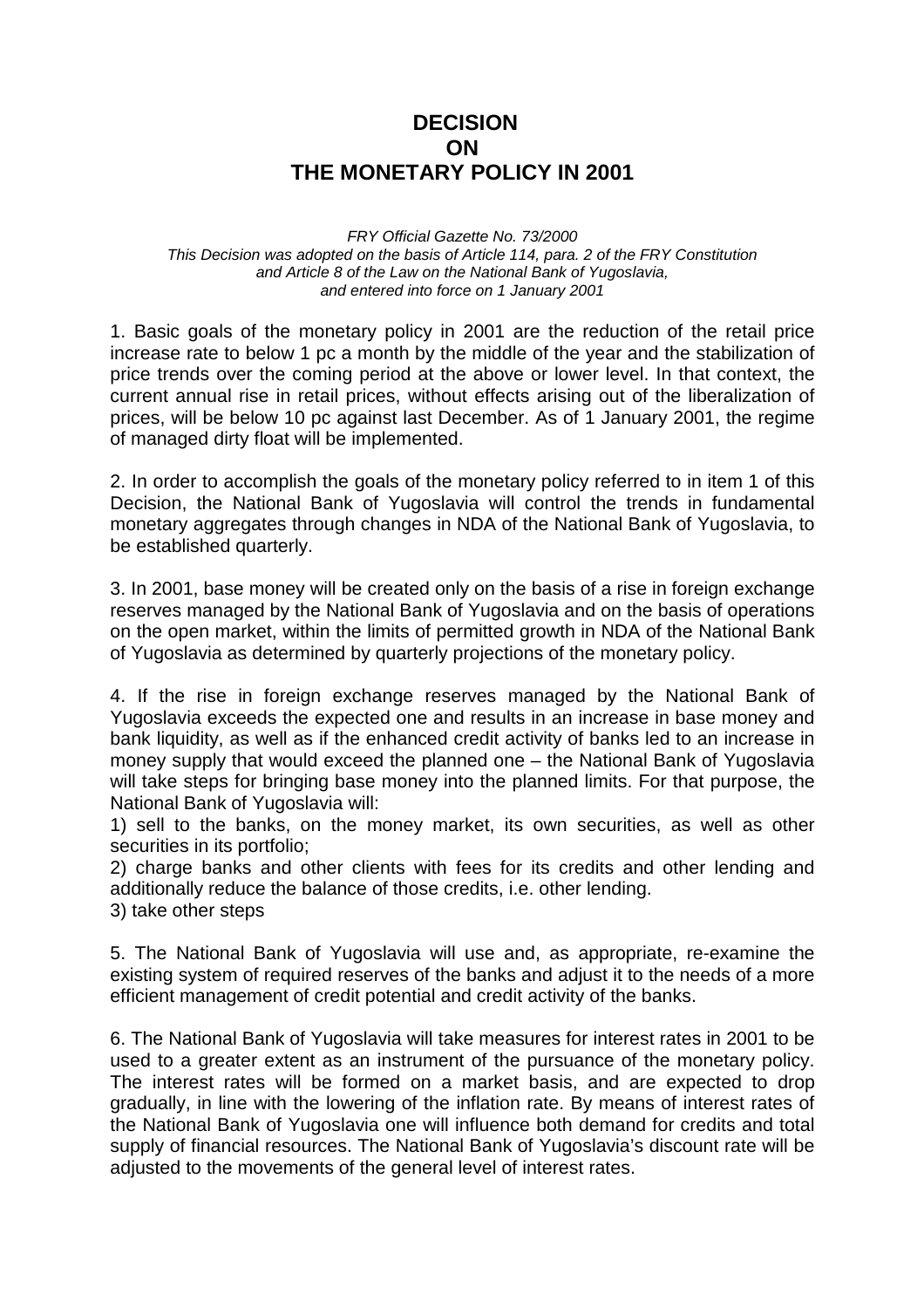# DECISION
# ON
# THE MONETARY POLICY IN 2001

*FRY Official Gazette No. 73/2000*
*This Decision was adopted on the basis of Article 114, para. 2 of the FRY Constitution and Article 8 of the Law on the National Bank of Yugoslavia, and entered into force on 1 January 2001*

1. Basic goals of the monetary policy in 2001 are the reduction of the retail price increase rate to below 1 pc a month by the middle of the year and the stabilization of price trends over the coming period at the above or lower level. In that context, the current annual rise in retail prices, without effects arising out of the liberalization of prices, will be below 10 pc against last December. As of 1 January 2001, the regime of managed dirty float will be implemented.

2. In order to accomplish the goals of the monetary policy referred to in item 1 of this Decision, the National Bank of Yugoslavia will control the trends in fundamental monetary aggregates through changes in NDA of the National Bank of Yugoslavia, to be established quarterly.

3. In 2001, base money will be created only on the basis of a rise in foreign exchange reserves managed by the National Bank of Yugoslavia and on the basis of operations on the open market, within the limits of permitted growth in NDA of the National Bank of Yugoslavia as determined by quarterly projections of the monetary policy.

4. If the rise in foreign exchange reserves managed by the National Bank of Yugoslavia exceeds the expected one and results in an increase in base money and bank liquidity, as well as if the enhanced credit activity of banks led to an increase in money supply that would exceed the planned one – the National Bank of Yugoslavia will take steps for bringing base money into the planned limits. For that purpose, the National Bank of Yugoslavia will:

1) sell to the banks, on the money market, its own securities, as well as other securities in its portfolio;

2) charge banks and other clients with fees for its credits and other lending and additionally reduce the balance of those credits, i.e. other lending.

3) take other steps

5. The National Bank of Yugoslavia will use and, as appropriate, re-examine the existing system of required reserves of the banks and adjust it to the needs of a more efficient management of credit potential and credit activity of the banks.

6. The National Bank of Yugoslavia will take measures for interest rates in 2001 to be used to a greater extent as an instrument of the pursuance of the monetary policy. The interest rates will be formed on a market basis, and are expected to drop gradually, in line with the lowering of the inflation rate. By means of interest rates of the National Bank of Yugoslavia one will influence both demand for credits and total supply of financial resources. The National Bank of Yugoslavia's discount rate will be adjusted to the movements of the general level of interest rates.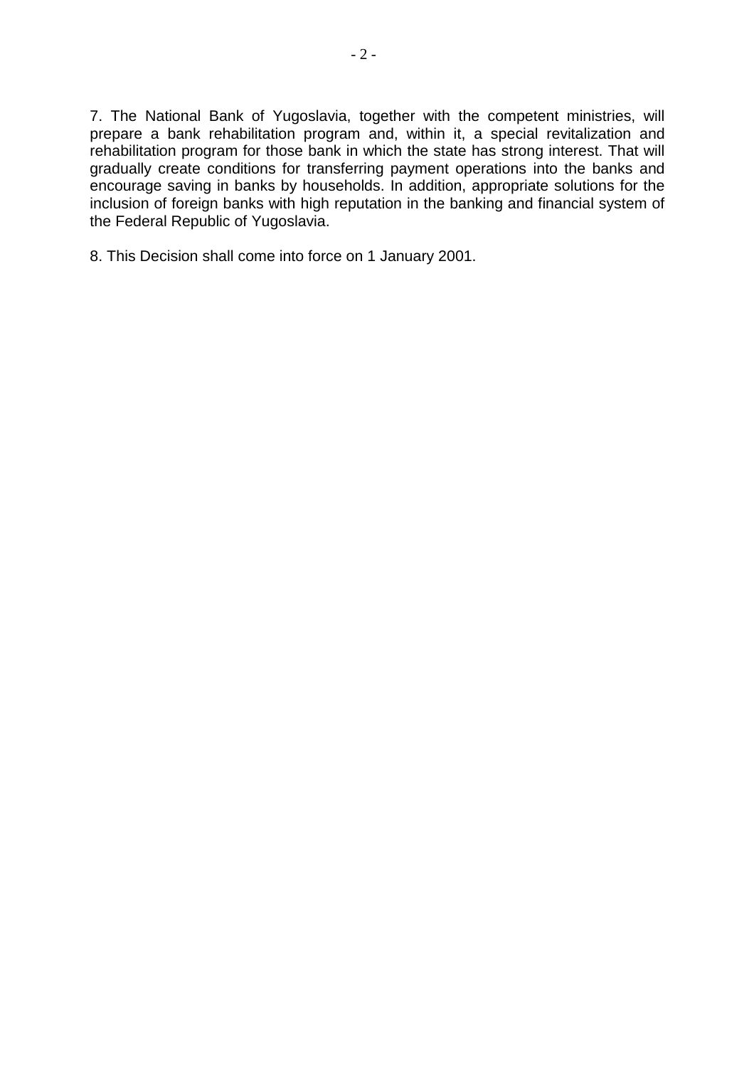7. The National Bank of Yugoslavia, together with the competent ministries, will prepare a bank rehabilitation program and, within it, a special revitalization and rehabilitation program for those bank in which the state has strong interest. That will gradually create conditions for transferring payment operations into the banks and encourage saving in banks by households. In addition, appropriate solutions for the inclusion of foreign banks with high reputation in the banking and financial system of the Federal Republic of Yugoslavia.

8. This Decision shall come into force on 1 January 2001.